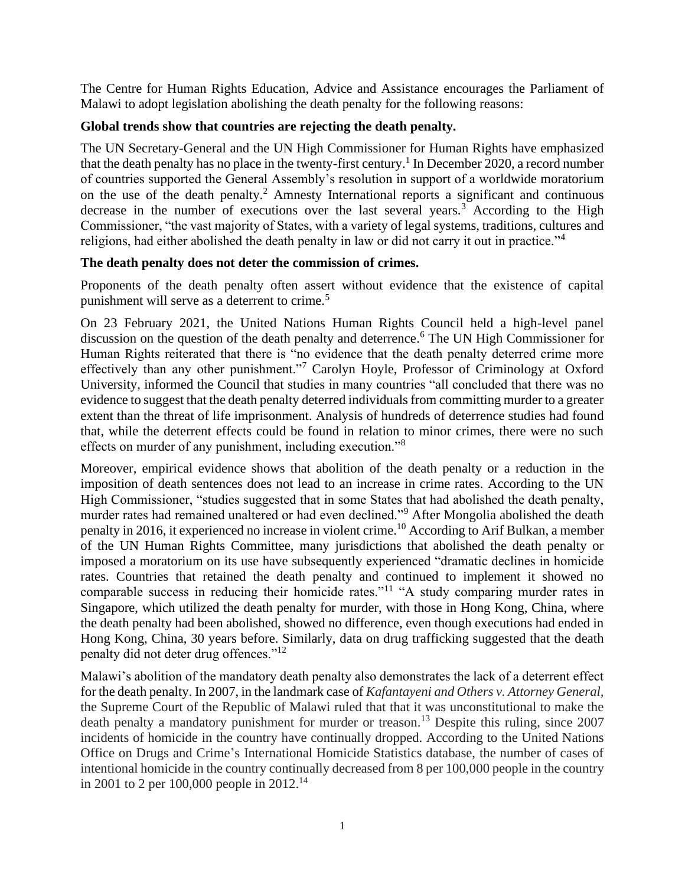The Centre for Human Rights Education, Advice and Assistance encourages the Parliament of Malawi to adopt legislation abolishing the death penalty for the following reasons:

**Global trends show that countries are rejecting the death penalty.**

The UN Secretary-General and the UN High Commissioner for Human Rights have emphasized that the death penalty has no place in the twenty-first century.[1] In December 2020, a record number of countries supported the General Assembly's resolution in support of a worldwide moratorium on the use of the death penalty.[2] Amnesty International reports a significant and continuous decrease in the number of executions over the last several years.[3] According to the High Commissioner, "the vast majority of States, with a variety of legal systems, traditions, cultures and religions, had either abolished the death penalty in law or did not carry it out in practice."[4]

**The death penalty does not deter the commission of crimes.**

Proponents of the death penalty often assert without evidence that the existence of capital punishment will serve as a deterrent to crime.[5]

On 23 February 2021, the United Nations Human Rights Council held a high-level panel discussion on the question of the death penalty and deterrence.[6] The UN High Commissioner for Human Rights reiterated that there is "no evidence that the death penalty deterred crime more effectively than any other punishment."[7] Carolyn Hoyle, Professor of Criminology at Oxford University, informed the Council that studies in many countries "all concluded that there was no evidence to suggest that the death penalty deterred individuals from committing murder to a greater extent than the threat of life imprisonment. Analysis of hundreds of deterrence studies had found that, while the deterrent effects could be found in relation to minor crimes, there were no such effects on murder of any punishment, including execution."[8]

Moreover, empirical evidence shows that abolition of the death penalty or a reduction in the imposition of death sentences does not lead to an increase in crime rates. According to the UN High Commissioner, "studies suggested that in some States that had abolished the death penalty, murder rates had remained unaltered or had even declined."[9] After Mongolia abolished the death penalty in 2016, it experienced no increase in violent crime.[10] According to Arif Bulkan, a member of the UN Human Rights Committee, many jurisdictions that abolished the death penalty or imposed a moratorium on its use have subsequently experienced "dramatic declines in homicide rates. Countries that retained the death penalty and continued to implement it showed no comparable success in reducing their homicide rates."[11] "A study comparing murder rates in Singapore, which utilized the death penalty for murder, with those in Hong Kong, China, where the death penalty had been abolished, showed no difference, even though executions had ended in Hong Kong, China, 30 years before. Similarly, data on drug trafficking suggested that the death penalty did not deter drug offences."[12]

Malawi's abolition of the mandatory death penalty also demonstrates the lack of a deterrent effect for the death penalty. In 2007, in the landmark case of *Kafantayeni and Others v. Attorney General,* the Supreme Court of the Republic of Malawi ruled that that it was unconstitutional to make the death penalty a mandatory punishment for murder or treason.[13] Despite this ruling, since 2007 incidents of homicide in the country have continually dropped. According to the United Nations Office on Drugs and Crime's International Homicide Statistics database, the number of cases of intentional homicide in the country continually decreased from 8 per 100,000 people in the country in 2001 to 2 per 100,000 people in 2012.[14]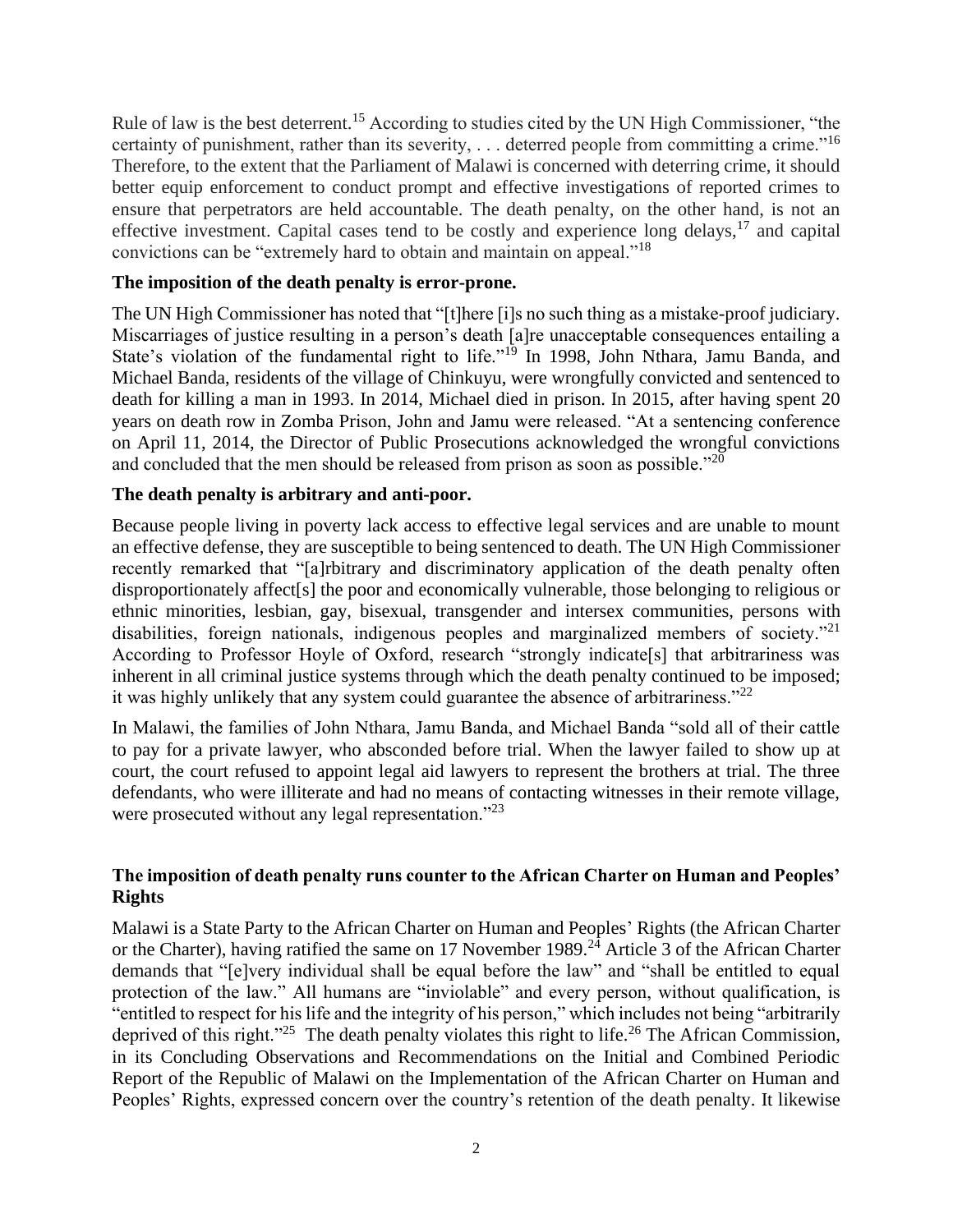Rule of law is the best deterrent.[15] According to studies cited by the UN High Commissioner, "the certainty of punishment, rather than its severity, . . . deterred people from committing a crime."[16] Therefore, to the extent that the Parliament of Malawi is concerned with deterring crime, it should better equip enforcement to conduct prompt and effective investigations of reported crimes to ensure that perpetrators are held accountable. The death penalty, on the other hand, is not an effective investment. Capital cases tend to be costly and experience long delays,[17] and capital convictions can be "extremely hard to obtain and maintain on appeal."[18]

**The imposition of the death penalty is error-prone.**

The UN High Commissioner has noted that "[t]here [i]s no such thing as a mistake-proof judiciary. Miscarriages of justice resulting in a person's death [a]re unacceptable consequences entailing a State's violation of the fundamental right to life."[19] In 1998, John Nthara, Jamu Banda, and Michael Banda, residents of the village of Chinkuyu, were wrongfully convicted and sentenced to death for killing a man in 1993. In 2014, Michael died in prison. In 2015, after having spent 20 years on death row in Zomba Prison, John and Jamu were released. "At a sentencing conference on April 11, 2014, the Director of Public Prosecutions acknowledged the wrongful convictions and concluded that the men should be released from prison as soon as possible."[20]

**The death penalty is arbitrary and anti-poor.**

Because people living in poverty lack access to effective legal services and are unable to mount an effective defense, they are susceptible to being sentenced to death. The UN High Commissioner recently remarked that "[a]rbitrary and discriminatory application of the death penalty often disproportionately affect[s] the poor and economically vulnerable, those belonging to religious or ethnic minorities, lesbian, gay, bisexual, transgender and intersex communities, persons with disabilities, foreign nationals, indigenous peoples and marginalized members of society."[21] According to Professor Hoyle of Oxford, research "strongly indicate[s] that arbitrariness was inherent in all criminal justice systems through which the death penalty continued to be imposed; it was highly unlikely that any system could guarantee the absence of arbitrariness."[22]

In Malawi, the families of John Nthara, Jamu Banda, and Michael Banda "sold all of their cattle to pay for a private lawyer, who absconded before trial. When the lawyer failed to show up at court, the court refused to appoint legal aid lawyers to represent the brothers at trial. The three defendants, who were illiterate and had no means of contacting witnesses in their remote village, were prosecuted without any legal representation."[23]

**The imposition of death penalty runs counter to the African Charter on Human and Peoples' Rights**

Malawi is a State Party to the African Charter on Human and Peoples' Rights (the African Charter or the Charter), having ratified the same on 17 November 1989.[24] Article 3 of the African Charter demands that "[e]very individual shall be equal before the law" and "shall be entitled to equal protection of the law." All humans are "inviolable" and every person, without qualification, is "entitled to respect for his life and the integrity of his person," which includes not being "arbitrarily deprived of this right."[25] The death penalty violates this right to life.[26] The African Commission, in its Concluding Observations and Recommendations on the Initial and Combined Periodic Report of the Republic of Malawi on the Implementation of the African Charter on Human and Peoples' Rights, expressed concern over the country's retention of the death penalty. It likewise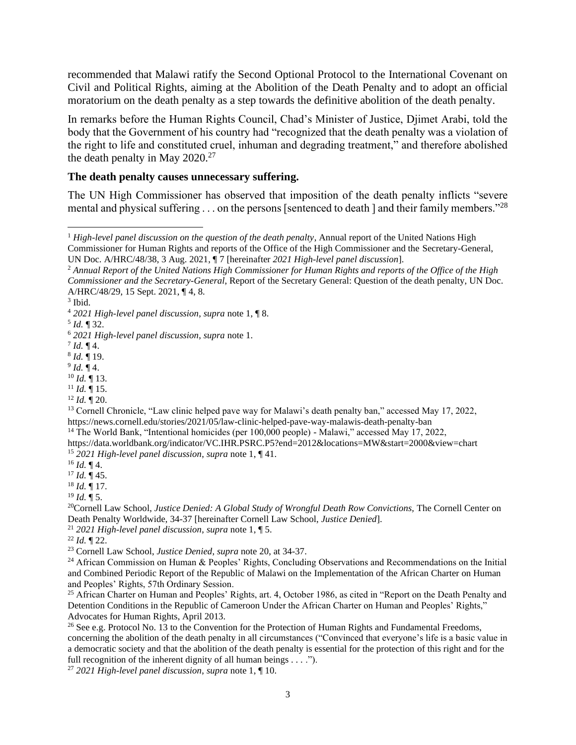recommended that Malawi ratify the Second Optional Protocol to the International Covenant on Civil and Political Rights, aiming at the Abolition of the Death Penalty and to adopt an official moratorium on the death penalty as a step towards the definitive abolition of the death penalty.

In remarks before the Human Rights Council, Chad's Minister of Justice, Djimet Arabi, told the body that the Government of his country had "recognized that the death penalty was a violation of the right to life and constituted cruel, inhuman and degrading treatment," and therefore abolished the death penalty in May 2020.[27]

**The death penalty causes unnecessary suffering.**

The UN High Commissioner has observed that imposition of the death penalty inflicts "severe mental and physical suffering . . . on the persons [sentenced to death ] and their family members."[28]

---

[1] *High-level panel discussion on the question of the death penalty*, Annual report of the United Nations High Commissioner for Human Rights and reports of the Office of the High Commissioner and the Secretary-General, UN Doc. A/HRC/48/38, 3 Aug. 2021, ¶ 7 [hereinafter *2021 High-level panel discussion*].

[2] *Annual Report of the United Nations High Commissioner for Human Rights and reports of the Office of the High Commissioner and the Secretary-General*, Report of the Secretary General: Question of the death penalty, UN Doc. A/HRC/48/29, 15 Sept. 2021, ¶ 4, 8.

[3] Ibid.

[4] *2021 High-level panel discussion*, *supra* note 1, ¶ 8.

[5] *Id.* ¶ 32.

[6] *2021 High-level panel discussion*, *supra* note 1.

[7] *Id.* ¶ 4.

[8] *Id.* ¶ 19.

[9] *Id.* ¶ 4.

[10] *Id.* ¶ 13.

[11] *Id.* ¶ 15.

[12] *Id.* ¶ 20.

[13] Cornell Chronicle, "Law clinic helped pave way for Malawi's death penalty ban," accessed May 17, 2022, https://news.cornell.edu/stories/2021/05/law-clinic-helped-pave-way-malawis-death-penalty-ban

[14] The World Bank, "Intentional homicides (per 100,000 people) - Malawi," accessed May 17, 2022, https://data.worldbank.org/indicator/VC.IHR.PSRC.P5?end=2012&locations=MW&start=2000&view=chart

[15] *2021 High-level panel discussion*, *supra* note 1, ¶ 41.

[16] *Id.* ¶ 4.

[17] *Id.* ¶ 45.

[18] *Id.* ¶ 17.

[19] *Id.* ¶ 5.

[20] Cornell Law School, *Justice Denied: A Global Study of Wrongful Death Row Convictions,* The Cornell Center on Death Penalty Worldwide, 34-37 [hereinafter Cornell Law School, *Justice Denied*].

[21] *2021 High-level panel discussion*, *supra* note 1, ¶ 5.

[22] *Id.* ¶ 22.

[23] Cornell Law School, *Justice Denied*, *supra* note 20, at 34-37.

[24] African Commission on Human & Peoples' Rights, Concluding Observations and Recommendations on the Initial and Combined Periodic Report of the Republic of Malawi on the Implementation of the African Charter on Human and Peoples' Rights, 57th Ordinary Session.

[25] African Charter on Human and Peoples' Rights, art. 4, October 1986, as cited in "Report on the Death Penalty and Detention Conditions in the Republic of Cameroon Under the African Charter on Human and Peoples' Rights," Advocates for Human Rights, April 2013.

[26] See e.g. Protocol No. 13 to the Convention for the Protection of Human Rights and Fundamental Freedoms, concerning the abolition of the death penalty in all circumstances ("Convinced that everyone's life is a basic value in a democratic society and that the abolition of the death penalty is essential for the protection of this right and for the full recognition of the inherent dignity of all human beings . . . .").

[27] *2021 High-level panel discussion*, *supra* note 1, ¶ 10.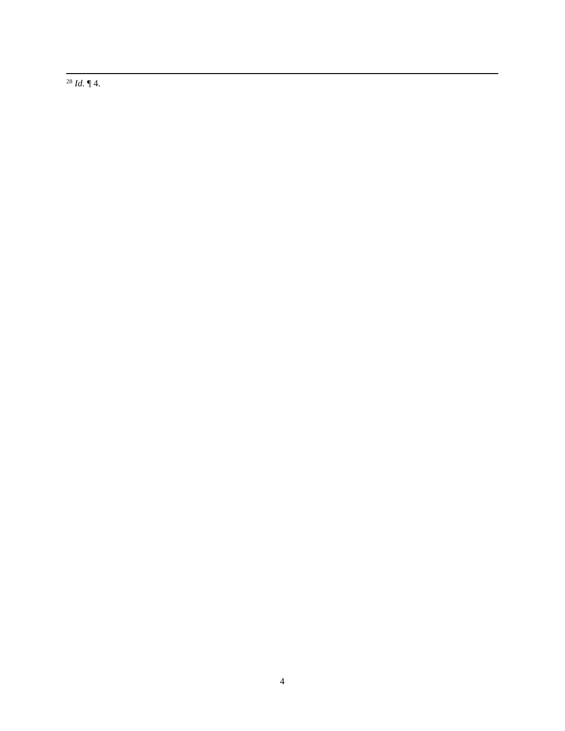[28] *Id.* ¶ 4.